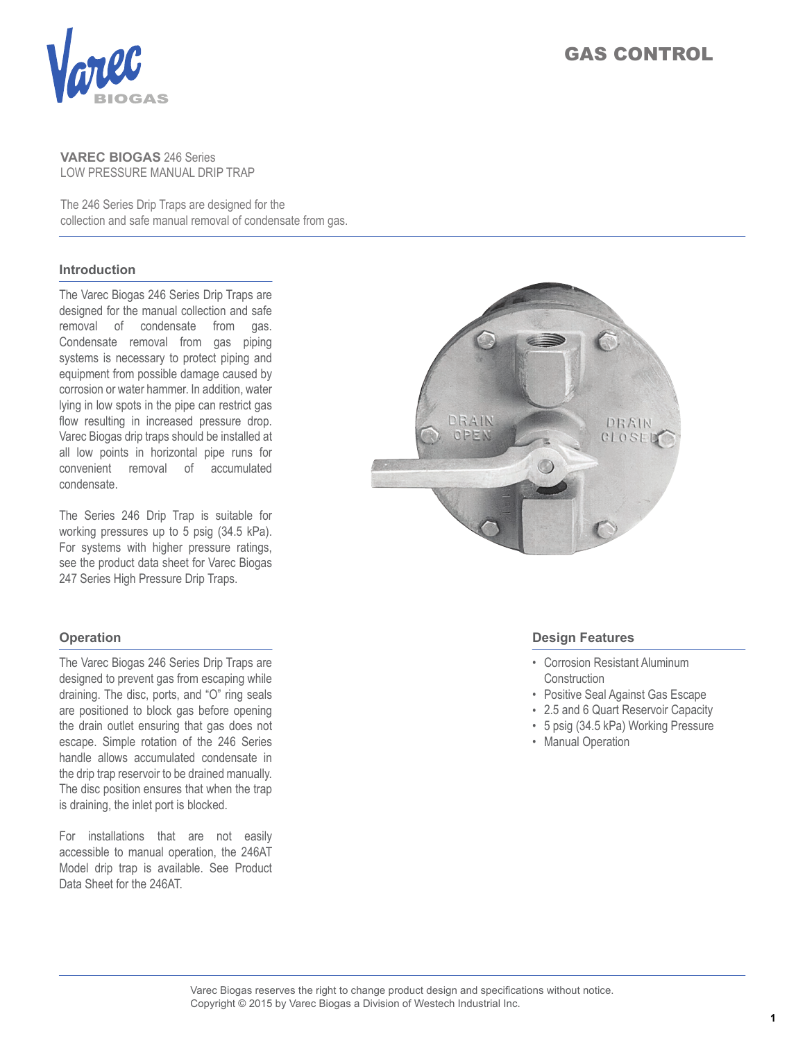GAS CONTROL

**VAREC BIOGAS** 246 Series
LOW PRESSURE MANUAL DRIP TRAP

The 246 Series Drip Traps are designed for the collection and safe manual removal of condensate from gas.

## Introduction

The Varec Biogas 246 Series Drip Traps are designed for the manual collection and safe removal of condensate from gas. Condensate removal from gas piping systems is necessary to protect piping and equipment from possible damage caused by corrosion or water hammer. In addition, water lying in low spots in the pipe can restrict gas flow resulting in increased pressure drop. Varec Biogas drip traps should be installed at all low points in horizontal pipe runs for convenient removal of accumulated condensate.

The Series 246 Drip Trap is suitable for working pressures up to 5 psig (34.5 kPa). For systems with higher pressure ratings, see the product data sheet for Varec Biogas 247 Series High Pressure Drip Traps.

## Operation

The Varec Biogas 246 Series Drip Traps are designed to prevent gas from escaping while draining. The disc, ports, and “O” ring seals are positioned to block gas before opening the drain outlet ensuring that gas does not escape. Simple rotation of the 246 Series handle allows accumulated condensate in the drip trap reservoir to be drained manually. The disc position ensures that when the trap is draining, the inlet port is blocked.

For installations that are not easily accessible to manual operation, the 246AT Model drip trap is available. See Product Data Sheet for the 246AT.

## Design Features

- Corrosion Resistant Aluminum Construction
- Positive Seal Against Gas Escape
- 2.5 and 6 Quart Reservoir Capacity
- 5 psig (34.5 kPa) Working Pressure
- Manual Operation

Varec Biogas reserves the right to change product design and specifications without notice.
Copyright © 2015 by Varec Biogas a Division of Westech Industrial Inc.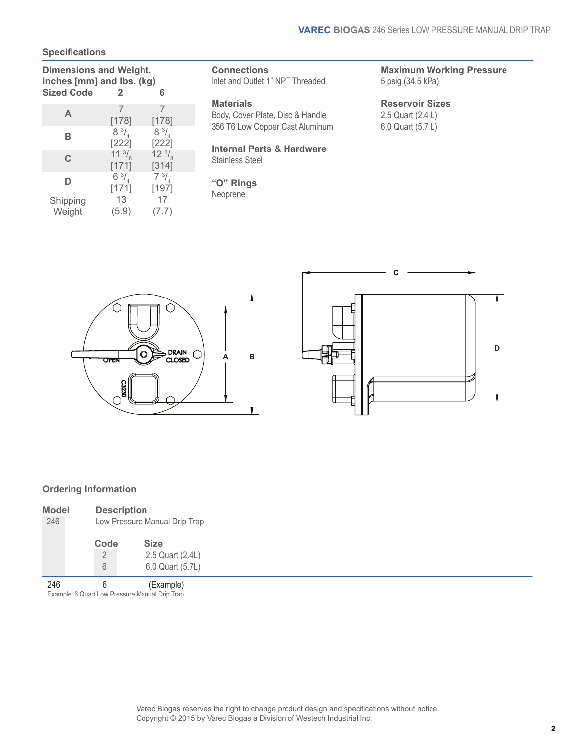## Specifications

### Dimensions and Weight, inches [mm] and lbs. (kg)

| Sized Code | 2 | 6 |
|---|---|---|
| A | 7 [178] | 7 [178] |
| B | 8 3/4 [222] | 8 3/4 [222] |
| C | 11 3/8 [171] | 12 3/8 [314] |
| D | 6 3/4 [171] | 7 3/4 [197] |
| Shipping Weight | 13 (5.9) | 17 (7.7) |

**Connections**
Inlet and Outlet 1" NPT Threaded

**Materials**
Body, Cover Plate, Disc & Handle
356 T6 Low Copper Cast Aluminum

**Internal Parts & Hardware**
Stainless Steel

**"O" Rings**
Neoprene

**Maximum Working Pressure**
5 psig (34.5 kPa)

**Reservoir Sizes**
2.5 Quart (2.4 L)
6.0 Quart (5.7 L)

OPEN
DRAIN
CLOSED
C3230
A
B
C
D

## Ordering Information

| Model | Description | |
|---|---|---|
| 246 | Low Pressure Manual Drip Trap | |
| | **Code** | **Size** |
| | 2 | 2.5 Quart (2.4L) |
| | 6 | 6.0 Quart (5.7L) |
| 246 | 6 | (Example) |

Example: 6 Quart Low Pressure Manual Drip Trap

Varec Biogas reserves the right to change product design and specifications without notice.
Copyright © 2015 by Varec Biogas a Division of Westech Industrial Inc.